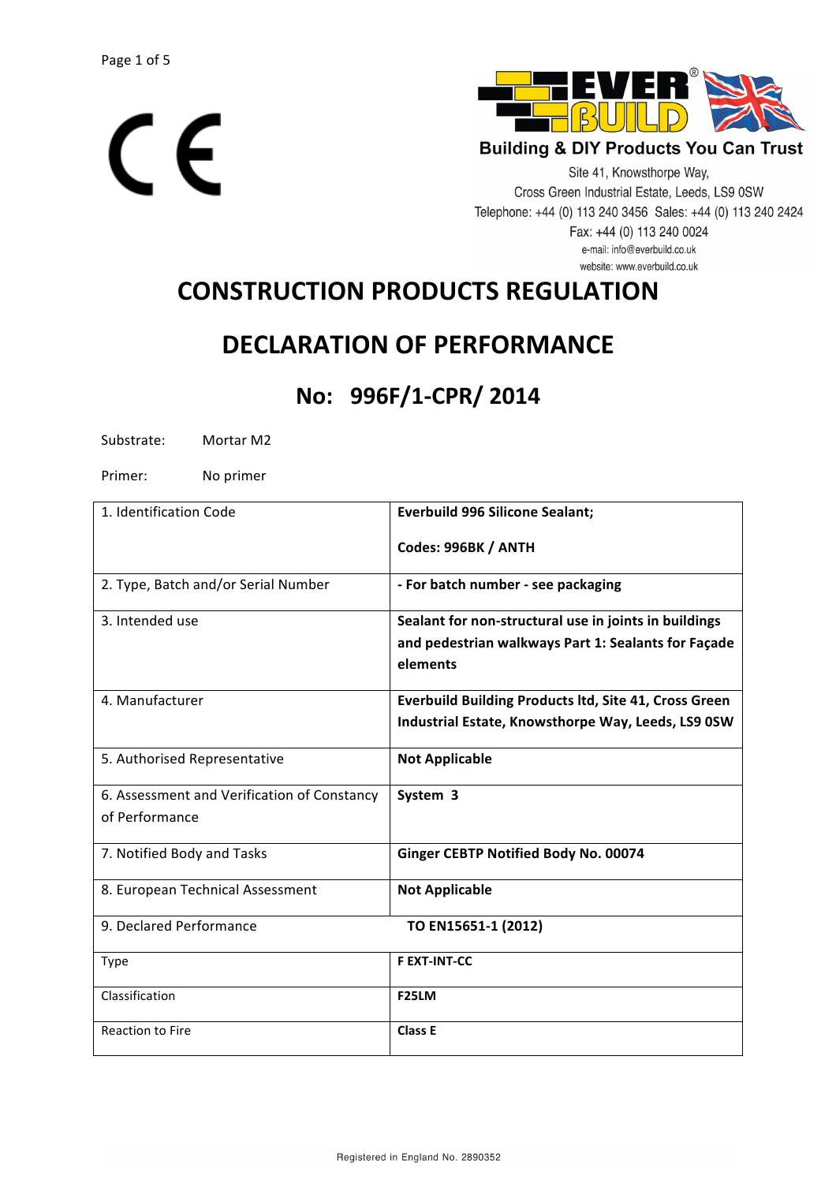CE

**EVER BUILD**

**Building & DIY Products You Can Trust**

Site 41, Knowsthorpe Way,
Cross Green Industrial Estate, Leeds, LS9 0SW
Telephone: +44 (0) 113 240 3456 Sales: +44 (0) 113 240 2424
Fax: +44 (0) 113 240 0024
e-mail: info@everbuild.co.uk
website: www.everbuild.co.uk

# CONSTRUCTION PRODUCTS REGULATION

# DECLARATION OF PERFORMANCE

## No: 996F/1-CPR/ 2014

Substrate: Mortar M2

Primer: No primer

| | |
|---|---|
| 1. Identification Code | **Everbuild 996 Silicone Sealant;**<br>**Codes: 996BK / ANTH** |
| 2. Type, Batch and/or Serial Number | **- For batch number - see packaging** |
| 3. Intended use | **Sealant for non-structural use in joints in buildings and pedestrian walkways Part 1: Sealants for Façade elements** |
| 4. Manufacturer | **Everbuild Building Products ltd, Site 41, Cross Green Industrial Estate, Knowsthorpe Way, Leeds, LS9 0SW** |
| 5. Authorised Representative | **Not Applicable** |
| 6. Assessment and Verification of Constancy of Performance | **System 3** |
| 7. Notified Body and Tasks | **Ginger CEBTP Notified Body No. 00074** |
| 8. European Technical Assessment | **Not Applicable** |
| 9. Declared Performance | **TO EN15651-1 (2012)** |
| Type | **F EXT-INT-CC** |
| Classification | **F25LM** |
| Reaction to Fire | **Class E** |

Registered in England No. 2890352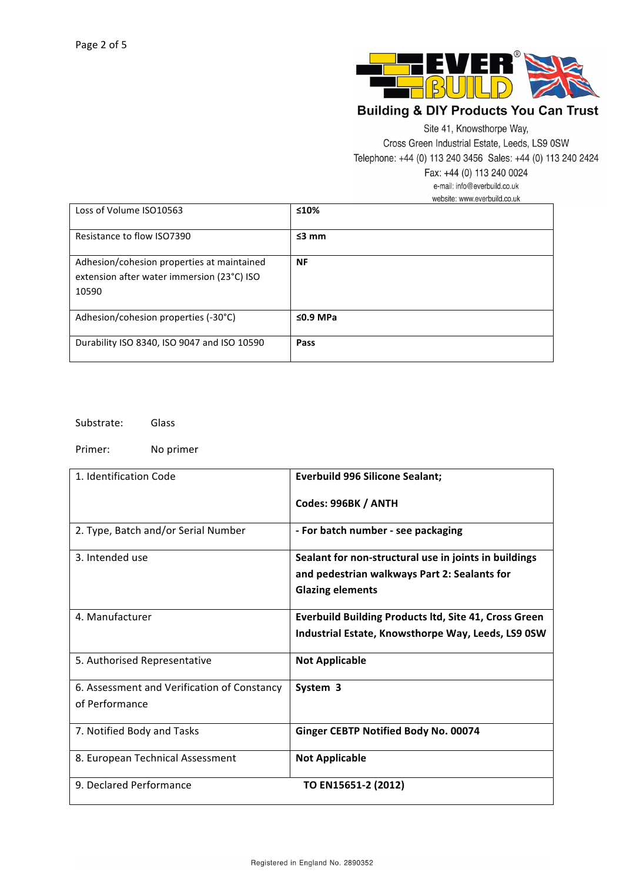| | |
|---|---|
| Loss of Volume ISO10563 | **≤10%** |
| Resistance to flow ISO7390 | **≤3 mm** |
| Adhesion/cohesion properties at maintained extension after water immersion (23°C) ISO 10590 | **NF** |
| Adhesion/cohesion properties (-30°C) | **≤0.9 MPa** |
| Durability ISO 8340, ISO 9047 and ISO 10590 | **Pass** |

Substrate: Glass

Primer: No primer

| | |
|---|---|
| 1. Identification Code | **Everbuild 996 Silicone Sealant;**<br><br>**Codes: 996BK / ANTH** |
| 2. Type, Batch and/or Serial Number | **- For batch number - see packaging** |
| 3. Intended use | **Sealant for non-structural use in joints in buildings and pedestrian walkways Part 2: Sealants for Glazing elements** |
| 4. Manufacturer | **Everbuild Building Products ltd, Site 41, Cross Green Industrial Estate, Knowsthorpe Way, Leeds, LS9 0SW** |
| 5. Authorised Representative | **Not Applicable** |
| 6. Assessment and Verification of Constancy of Performance | **System 3** |
| 7. Notified Body and Tasks | **Ginger CEBTP Notified Body No. 00074** |
| 8. European Technical Assessment | **Not Applicable** |
| 9. Declared Performance | **TO EN15651-2 (2012)** |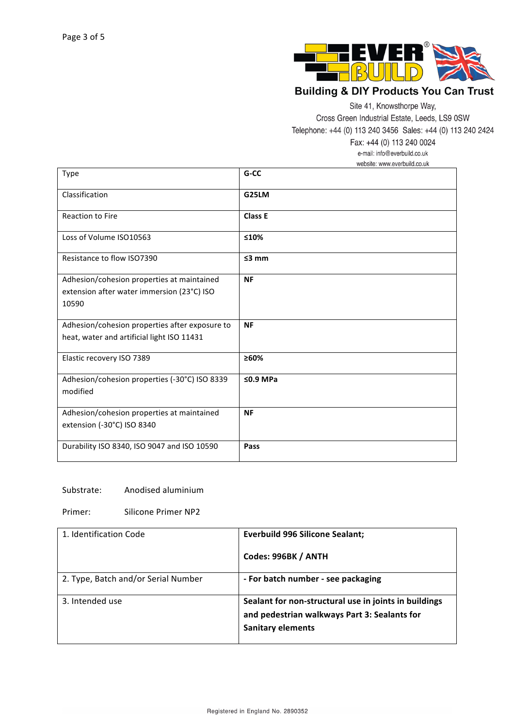**EVER BUILD®**

**Building & DIY Products You Can Trust**

Site 41, Knowsthorpe Way,
Cross Green Industrial Estate, Leeds, LS9 0SW
Telephone: +44 (0) 113 240 3456 Sales: +44 (0) 113 240 2424
Fax: +44 (0) 113 240 0024
e-mail: info@everbuild.co.uk
website: www.everbuild.co.uk

| Type | **G-CC** |
|---|---|
| Classification | **G25LM** |
| Reaction to Fire | **Class E** |
| Loss of Volume ISO10563 | **≤10%** |
| Resistance to flow ISO7390 | **≤3 mm** |
| Adhesion/cohesion properties at maintained extension after water immersion (23°C) ISO 10590 | **NF** |
| Adhesion/cohesion properties after exposure to heat, water and artificial light ISO 11431 | **NF** |
| Elastic recovery ISO 7389 | **≥60%** |
| Adhesion/cohesion properties (-30°C) ISO 8339 modified | **≤0.9 MPa** |
| Adhesion/cohesion properties at maintained extension (-30°C) ISO 8340 | **NF** |
| Durability ISO 8340, ISO 9047 and ISO 10590 | **Pass** |

Substrate: Anodised aluminium

Primer: Silicone Primer NP2

| 1. Identification Code | **Everbuild 996 Silicone Sealant;** <br><br> **Codes: 996BK / ANTH** |
|---|---|
| 2. Type, Batch and/or Serial Number | **- For batch number - see packaging** |
| 3. Intended use | **Sealant for non-structural use in joints in buildings and pedestrian walkways Part 3: Sealants for Sanitary elements** |

Registered in England No. 2890352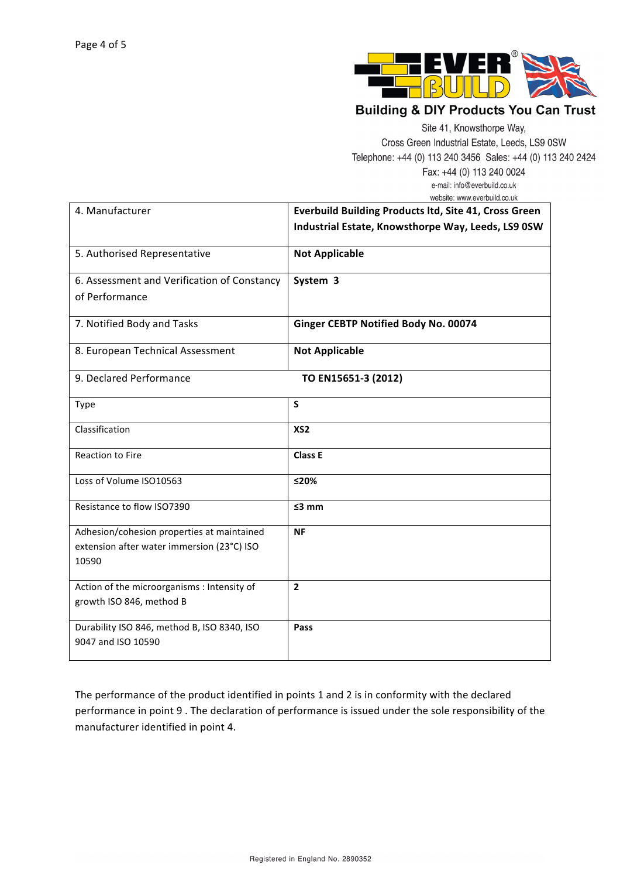Building & DIY Products You Can Trust

Site 41, Knowsthorpe Way,
Cross Green Industrial Estate, Leeds, LS9 0SW
Telephone: +44 (0) 113 240 3456 Sales: +44 (0) 113 240 2424
Fax: +44 (0) 113 240 0024
e-mail: info@everbuild.co.uk
website: www.everbuild.co.uk

| 4. Manufacturer | **Everbuild Building Products ltd, Site 41, Cross Green Industrial Estate, Knowsthorpe Way, Leeds, LS9 0SW** |
|---|---|
| 5. Authorised Representative | **Not Applicable** |
| 6. Assessment and Verification of Constancy of Performance | **System 3** |
| 7. Notified Body and Tasks | **Ginger CEBTP Notified Body No. 00074** |
| 8. European Technical Assessment | **Not Applicable** |
| 9. Declared Performance | **TO EN15651-3 (2012)** |
| Type | **S** |
| Classification | **XS2** |
| Reaction to Fire | **Class E** |
| Loss of Volume ISO10563 | **≤20%** |
| Resistance to flow ISO7390 | **≤3 mm** |
| Adhesion/cohesion properties at maintained extension after water immersion (23°C) ISO 10590 | **NF** |
| Action of the microorganisms : Intensity of growth ISO 846, method B | **2** |
| Durability ISO 846, method B, ISO 8340, ISO 9047 and ISO 10590 | **Pass** |

The performance of the product identified in points 1 and 2 is in conformity with the declared performance in point 9 . The declaration of performance is issued under the sole responsibility of the manufacturer identified in point 4.

Registered in England No. 2890352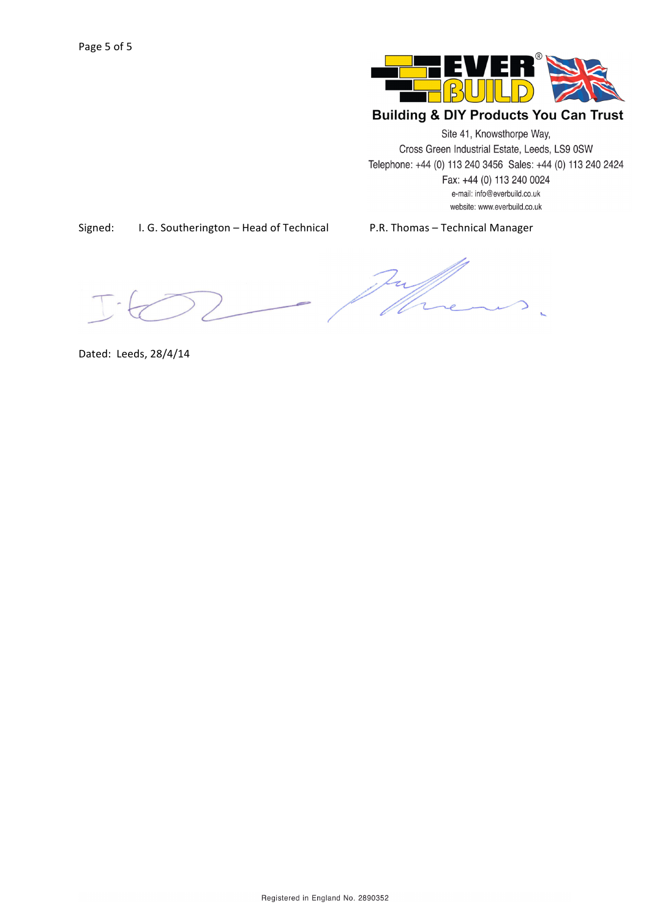**Building & DIY Products You Can Trust**

Site 41, Knowsthorpe Way,
Cross Green Industrial Estate, Leeds, LS9 0SW
Telephone: +44 (0) 113 240 3456 Sales: +44 (0) 113 240 2424
Fax: +44 (0) 113 240 0024
e-mail: info@everbuild.co.uk
website: www.everbuild.co.uk

Signed: I. G. Southerington – Head of Technical P.R. Thomas – Technical Manager

Dated: Leeds, 28/4/14

Registered in England No. 2890352